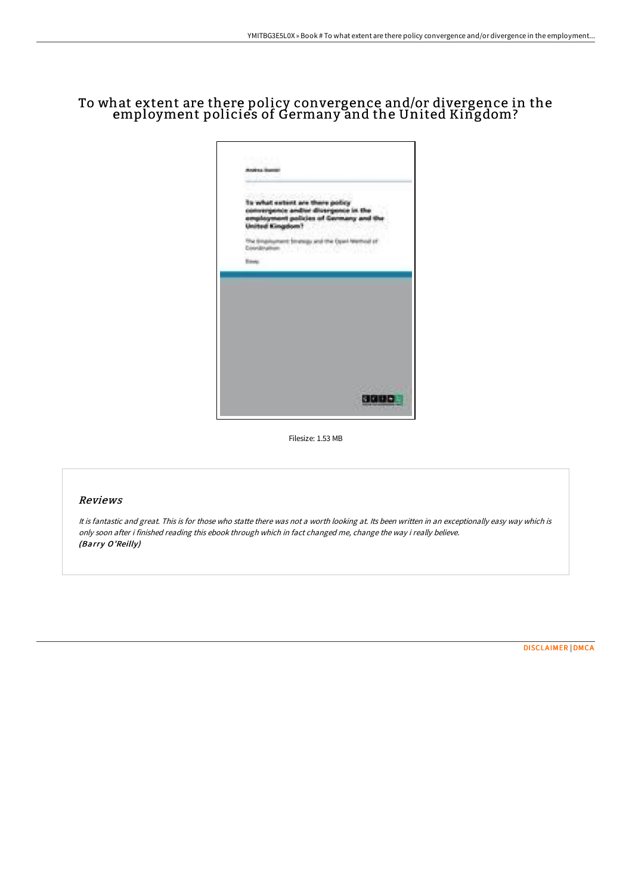# To what extent are there policy convergence and/or divergence in the employment policies of Germany and the United Kingdom?

Filesize: 1.53 MB

## Reviews

*It is fantastic and great. This is for those who statte there was not a worth looking at. Its been written in an exceptionally easy way which is only soon after i finished reading this ebook through which in fact changed me, change the way i really believe.*
*(Barry O'Reilly)*

DISCLAIMER | DMCA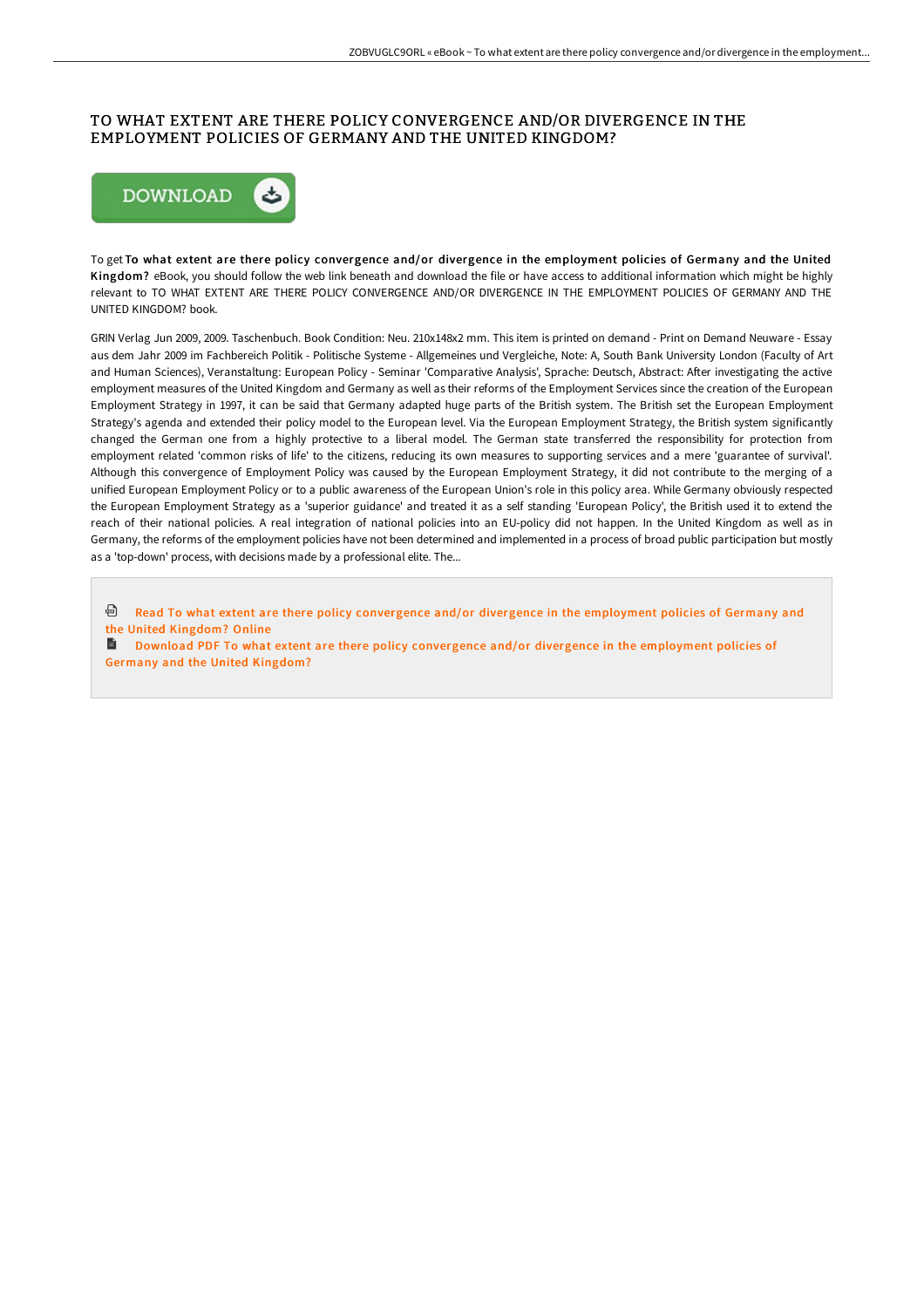# TO WHAT EXTENT ARE THERE POLICY CONVERGENCE AND/OR DIVERGENCE IN THE EMPLOYMENT POLICIES OF GERMANY AND THE UNITED KINGDOM?

DOWNLOAD

To get **To what extent are there policy convergence and/or divergence in the employment policies of Germany and the United Kingdom?** eBook, you should follow the web link beneath and download the file or have access to additional information which might be highly relevant to TO WHAT EXTENT ARE THERE POLICY CONVERGENCE AND/OR DIVERGENCE IN THE EMPLOYMENT POLICIES OF GERMANY AND THE UNITED KINGDOM? book.

GRIN Verlag Jun 2009, 2009. Taschenbuch. Book Condition: Neu. 210x148x2 mm. This item is printed on demand - Print on Demand Neuware - Essay aus dem Jahr 2009 im Fachbereich Politik - Politische Systeme - Allgemeines und Vergleiche, Note: A, South Bank University London (Faculty of Art and Human Sciences), Veranstaltung: European Policy - Seminar 'Comparative Analysis', Sprache: Deutsch, Abstract: After investigating the active employment measures of the United Kingdom and Germany as well as their reforms of the Employment Services since the creation of the European Employment Strategy in 1997, it can be said that Germany adapted huge parts of the British system. The British set the European Employment Strategy's agenda and extended their policy model to the European level. Via the European Employment Strategy, the British system significantly changed the German one from a highly protective to a liberal model. The German state transferred the responsibility for protection from employment related 'common risks of life' to the citizens, reducing its own measures to supporting services and a mere 'guarantee of survival'. Although this convergence of Employment Policy was caused by the European Employment Strategy, it did not contribute to the merging of a unified European Employment Policy or to a public awareness of the European Union's role in this policy area. While Germany obviously respected the European Employment Strategy as a 'superior guidance' and treated it as a self standing 'European Policy', the British used it to extend the reach of their national policies. A real integration of national policies into an EU-policy did not happen. In the United Kingdom as well as in Germany, the reforms of the employment policies have not been determined and implemented in a process of broad public participation but mostly as a 'top-down' process, with decisions made by a professional elite. The...

Read To what extent are there policy convergence and/or divergence in the employment policies of Germany and the United Kingdom? Online

Download PDF To what extent are there policy convergence and/or divergence in the employment policies of Germany and the United Kingdom?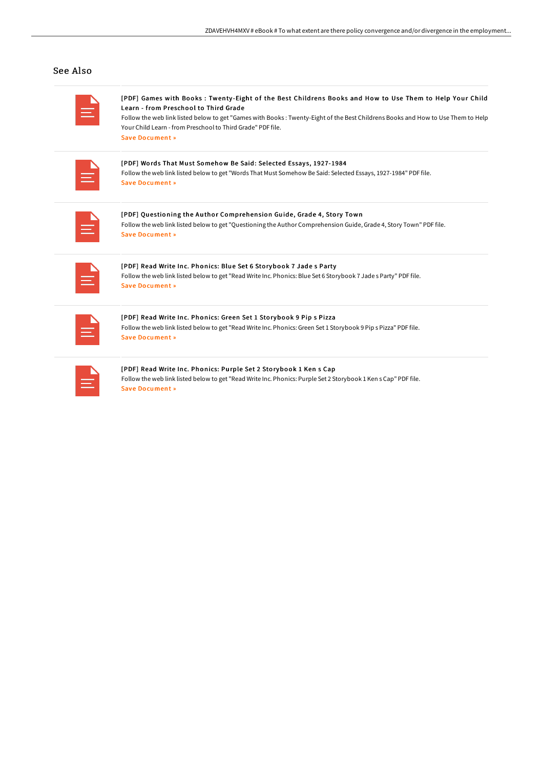## See Also

**[PDF] Games with Books : Twenty-Eight of the Best Childrens Books and How to Use Them to Help Your Child Learn - from Preschool to Third Grade**

Follow the web link listed below to get "Games with Books : Twenty-Eight of the Best Childrens Books and How to Use Them to Help Your Child Learn - from Preschool to Third Grade" PDF file.

Save Document »

**[PDF] Words That Must Somehow Be Said: Selected Essays, 1927-1984**

Follow the web link listed below to get "Words That Must Somehow Be Said: Selected Essays, 1927-1984" PDF file.

Save Document »

**[PDF] Questioning the Author Comprehension Guide, Grade 4, Story Town**

Follow the web link listed below to get "Questioning the Author Comprehension Guide, Grade 4, Story Town" PDF file.

Save Document »

**[PDF] Read Write Inc. Phonics: Blue Set 6 Storybook 7 Jade s Party**

Follow the web link listed below to get "Read Write Inc. Phonics: Blue Set 6 Storybook 7 Jade s Party" PDF file.

Save Document »

**[PDF] Read Write Inc. Phonics: Green Set 1 Storybook 9 Pip s Pizza**

Follow the web link listed below to get "Read Write Inc. Phonics: Green Set 1 Storybook 9 Pip s Pizza" PDF file.

Save Document »

**[PDF] Read Write Inc. Phonics: Purple Set 2 Storybook 1 Ken s Cap**

Follow the web link listed below to get "Read Write Inc. Phonics: Purple Set 2 Storybook 1 Ken s Cap" PDF file.

Save Document »